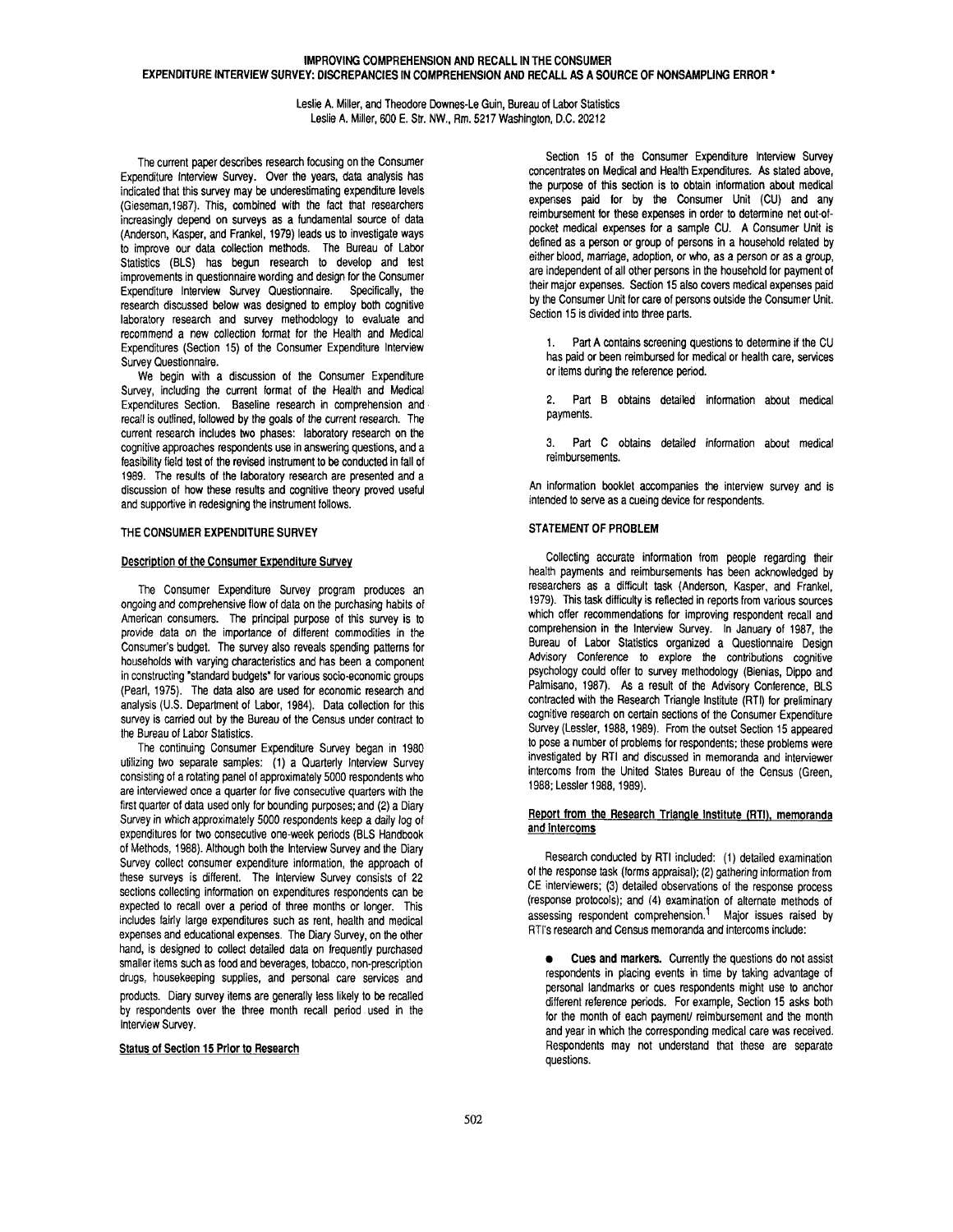# IMPROVING COMPREHENSION AND RECALL IN THE CONSUMER EXPENDITURE INTERVIEW SURVEY: DISCREPANCIES IN COMPREHENSION AND RECALL AS A SOURCE OF NONSAMPLING ERROR *

Leslie A. Miller, and Theodore Downes-Le Guin, Bureau of Labor Statistics
Leslie A. Miller, 600 E. Str. NW., Rm. 5217 Washington, D.C. 20212

The current paper describes research focusing on the Consumer Expenditure Interview Survey. Over the years, data analysis has indicated that this survey may be underestimating expenditure levels (Gieseman,1987). This, combined with the fact that researchers increasingly depend on surveys as a fundamental source of data (Anderson, Kasper, and Frankel, 1979) leads us to investigate ways to improve our data collection methods. The Bureau of Labor Statistics (BLS) has begun research to develop and test improvements in questionnaire wording and design for the Consumer Expenditure Interview Survey Questionnaire. Specifically, the research discussed below was designed to employ both cognitive laboratory research and survey methodology to evaluate and recommend a new collection format for the Health and Medical Expenditures (Section 15) of the Consumer Expenditure Interview Survey Questionnaire.

We begin with a discussion of the Consumer Expenditure Survey, including the current format of the Health and Medical Expenditures Section. Baseline research in comprehension and recall is outlined, followed by the goals of the current research. The current research includes two phases: laboratory research on the cognitive approaches respondents use in answering questions, and a feasibility field test of the revised instrument to be conducted in fall of 1989. The results of the laboratory research are presented and a discussion of how these results and cognitive theory proved useful and supportive in redesigning the instrument follows.

## THE CONSUMER EXPENDITURE SURVEY

### Description of the Consumer Expenditure Survey

The Consumer Expenditure Survey program produces an ongoing and comprehensive flow of data on the purchasing habits of American consumers. The principal purpose of this survey is to provide data on the importance of different commodities in the Consumer's budget. The survey also reveals spending patterns for households with varying characteristics and has been a component in constructing "standard budgets" for various socio-economic groups (Pearl, 1975). The data also are used for economic research and analysis (U.S. Department of Labor, 1984). Data collection for this survey is carried out by the Bureau of the Census under contract to the Bureau of Labor Statistics.

The continuing Consumer Expenditure Survey began in 1980 utilizing two separate samples: (1) a Quarterly Interview Survey consisting of a rotating panel of approximately 5000 respondents who are interviewed once a quarter for five consecutive quarters with the first quarter of data used only for bounding purposes; and (2) a Diary Survey in which approximately 5000 respondents keep a daily log of expenditures for two consecutive one-week periods (BLS Handbook of Methods, 1988). Although both the Interview Survey and the Diary Survey collect consumer expenditure information, the approach of these surveys is different. The Interview Survey consists of 22 sections collecting information on expenditures respondents can be expected to recall over a period of three months or longer. This includes fairly large expenditures such as rent, health and medical expenses and educational expenses. The Diary Survey, on the other hand, is designed to collect detailed data on frequently purchased smaller items such as food and beverages, tobacco, non-prescription drugs, housekeeping supplies, and personal care services and products. Diary survey items are generally less likely to be recalled by respondents over the three month recall period used in the Interview Survey.

### Status of Section 15 Prior to Research

Section 15 of the Consumer Expenditure Interview Survey concentrates on Medical and Health Expenditures. As stated above, the purpose of this section is to obtain information about medical expenses paid for by the Consumer Unit (CU) and any reimbursement for these expenses in order to determine net out-of-pocket medical expenses for a sample CU. A Consumer Unit is defined as a person or group of persons in a household related by either blood, marriage, adoption, or who, as a person or as a group, are independent of all other persons in the household for payment of their major expenses. Section 15 also covers medical expenses paid by the Consumer Unit for care of persons outside the Consumer Unit. Section 15 is divided into three parts.

1. Part A contains screening questions to determine if the CU has paid or been reimbursed for medical or health care, services or items during the reference period.

2. Part B obtains detailed information about medical payments.

3. Part C obtains detailed information about medical reimbursements.

An information booklet accompanies the interview survey and is intended to serve as a cueing device for respondents.

## STATEMENT OF PROBLEM

Collecting accurate information from people regarding their health payments and reimbursements has been acknowledged by researchers as a difficult task (Anderson, Kasper, and Frankel, 1979). This task difficulty is reflected in reports from various sources which offer recommendations for improving respondent recall and comprehension in the Interview Survey. In January of 1987, the Bureau of Labor Statistics organized a Questionnaire Design Advisory Conference to explore the contributions cognitive psychology could offer to survey methodology (Bienias, Dippo and Palmisano, 1987). As a result of the Advisory Conference, BLS contracted with the Research Triangle Institute (RTI) for preliminary cognitive research on certain sections of the Consumer Expenditure Survey (Lessler, 1988, 1989). From the outset Section 15 appeared to pose a number of problems for respondents; these problems were investigated by RTI and discussed in memoranda and interviewer intercoms from the United States Bureau of the Census (Green, 1988; Lessler 1988, 1989).

### Report from the Research Triangle Institute (RTI), memoranda and intercoms

Research conducted by RTI included: (1) detailed examination of the response task (forms appraisal); (2) gathering information from CE interviewers; (3) detailed observations of the response process (response protocols); and (4) examination of alternate methods of assessing respondent comprehension.[1] Major issues raised by RTI's research and Census memoranda and intercoms include:

- **Cues and markers.** Currently the questions do not assist respondents in placing events in time by taking advantage of personal landmarks or cues respondents might use to anchor different reference periods. For example, Section 15 asks both for the month of each payment/ reimbursement and the month and year in which the corresponding medical care was received. Respondents may not understand that these are separate questions.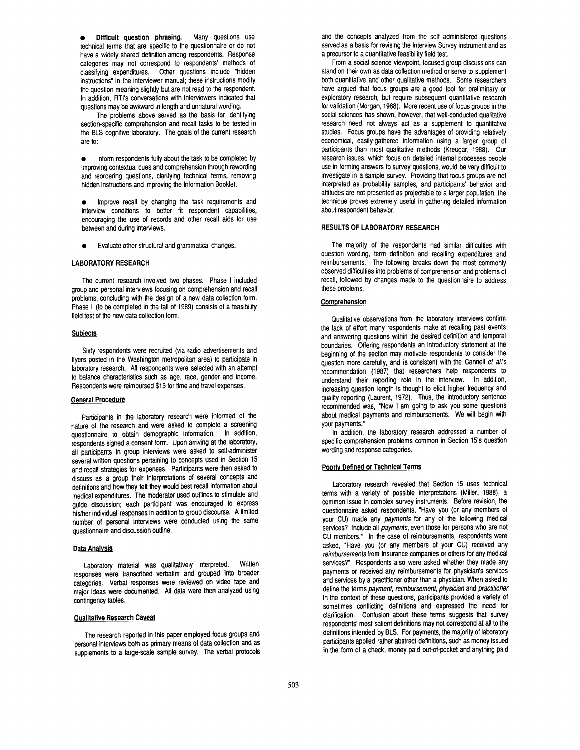- **Difficult question phrasing.** Many questions use technical terms that are specific to the questionnaire or do not have a widely shared definition among respondents. Response categories may not correspond to respondents' methods of classifying expenditures. Other questions include "hidden instructions" in the interviewer manual; these instructions modify the question meaning slightly but are not read to the respondent. In addition, RTI's conversations with interviewers indicated that questions may be awkward in length and unnatural wording.

The problems above served as the basis for identifying section-specific comprehension and recall tasks to be tested in the BLS cognitive laboratory. The goals of the current research are to:

- Inform respondents fully about the task to be completed by improving contextual cues and comprehension through rewording and reordering questions, clarifying technical terms, removing hidden instructions and improving the Information Booklet.

- Improve recall by changing the task requirements and interview conditions to better fit respondent capabilities, encouraging the use of records and other recall aids for use between and during interviews.

- Evaluate other structural and grammatical changes.

## LABORATORY RESEARCH

The current research involved two phases. Phase I included group and personal interviews focusing on comprehension and recall problems, concluding with the design of a new data collection form. Phase II (to be completed in the fall of 1989) consists of a feasibility field test of the new data collection form.

### Subjects

Sixty respondents were recruited (via radio advertisements and flyers posted in the Washington metropolitan area) to participate in laboratory research. All respondents were selected with an attempt to balance characteristics such as age, race, gender and income. Respondents were reimbursed $15 for time and travel expenses.

### General Procedure

Participants in the laboratory research were informed of the nature of the research and were asked to complete a screening questionnaire to obtain demographic information. In addition, respondents signed a consent form. Upon arriving at the laboratory, all participants in group interviews were asked to self-administer several written questions pertaining to concepts used in Section 15 and recall strategies for expenses. Participants were then asked to discuss as a group their interpretations of several concepts and definitions and how they felt they would best recall information about medical expenditures. The moderator used outlines to stimulate and guide discussion; each participant was encouraged to express his/her individual responses in addition to group discourse. A limited number of personal interviews were conducted using the same questionnaire and discussion outline.

### Data Analysis

Laboratory material was qualitatively interpreted. Written responses were transcribed verbatim and grouped into broader categories. Verbal responses were reviewed on video tape and major ideas were documented. All data were then analyzed using contingency tables.

### Qualitative Research Caveat

The research reported in this paper employed focus groups and personal interviews both as primary means of data collection and as supplements to a large-scale sample survey. The verbal protocols and the concepts analyzed from the self administered questions served as a basis for revising the Interview Survey instrument and as a precursor to a quantitative feasibility field test.

From a social science viewpoint, focused group discussions can stand on their own as data collection method or serve to supplement both quantitative and other qualitative methods. Some researchers have argued that focus groups are a good tool for preliminary or exploratory research, but require subsequent quantitative research for validation (Morgan, 1988). More recent use of focus groups in the social sciences has shown, however, that well-conducted qualitative research need not always act as a supplement to quantitative studies. Focus groups have the advantages of providing relatively economical, easily-gathered information using a larger group of participants than most qualitative methods (Kreugar, 1988). Our research issues, which focus on detailed internal processes people use in forming answers to survey questions, would be very difficult to investigate in a sample survey. Providing that focus groups are not interpreted as probability samples, and participants' behavior and attitudes are not presented as projectable to a larger population, the technique proves extremely useful in gathering detailed information about respondent behavior.

## RESULTS OF LABORATORY RESEARCH

The majority of the respondents had similar difficulties with question wording, term definition and recalling expenditures and reimbursements. The following breaks down the most commonly observed difficulties into problems of comprehension and problems of recall, followed by changes made to the questionnaire to address these problems.

### Comprehension

Qualitative observations from the laboratory interviews confirm the lack of effort many respondents make at recalling past events and answering questions within the desired definition and temporal boundaries. Offering respondents an introductory statement at the beginning of the section may motivate respondents to consider the question more carefully, and is consistent with the Cannell *et al.*'s recommendation (1987) that researchers help respondents to understand their reporting role in the interview. In addition, increasing question length is thought to elicit higher frequency and quality reporting (Laurent, 1972). Thus, the introductory sentence recommended was, "Now I am going to ask you some questions about medical payments and reimbursements. We will begin with your payments."

In addition, the laboratory research addressed a number of specific comprehension problems common in Section 15's question wording and response categories.

### Poorly Defined or Technical Terms

Laboratory research revealed that Section 15 uses technical terms with a variety of possible interpretations (Miller, 1988), a common issue in complex survey instruments. Before revision, the questionnaire asked respondents, "Have you (or any members of your CU) made any *payments* for any of the following medical services? Include all *payments*, even those for persons who are not CU members." In the case of reimbursements, respondents were asked, "Have you (or any members of your CU) received any *reimbursements* from insurance companies or others for any medical services?" Respondents also were asked whether they made any payments or received any reimbursements for physician's services and services by a practitioner other than a physician. When asked to define the terms *payment, reimbursement, physician* and *practitioner* in the context of these questions, participants provided a variety of sometimes conflicting definitions and expressed the need for clarification. Confusion about these terms suggests that survey respondents' most salient definitions may not correspond at all to the definitions intended by BLS. For payments, the majority of laboratory participants applied rather abstract definitions, such as money issued in the form of a check, money paid out-of-pocket and anything paid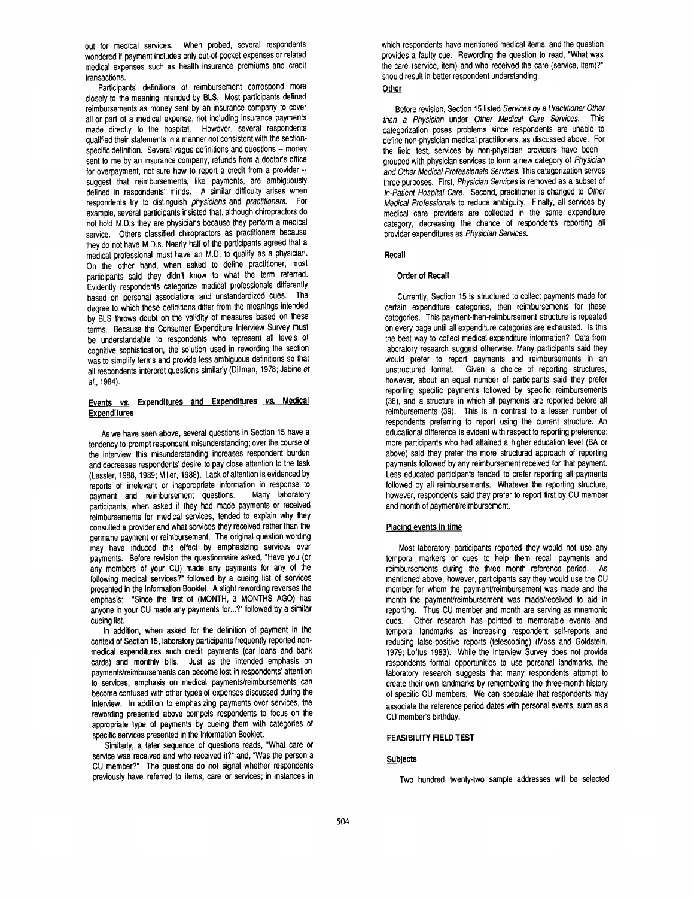out for medical services. When probed, several respondents wondered if payment includes only out-of-pocket expenses or related medical expenses such as health insurance premiums and credit transactions.

Participants' definitions of reimbursement correspond more closely to the meaning intended by BLS. Most participants defined reimbursements as money sent by an insurance company to cover all or part of a medical expense, not including insurance payments made directly to the hospital. However, several respondents qualified their statements in a manner not consistent with the section-specific definition. Several vague definitions and questions -- money sent to me by an insurance company, refunds from a doctor's office for overpayment, not sure how to report a credit from a provider -- suggest that reimbursements, like payments, are ambiguously defined in respondents' minds. A similar difficulty arises when respondents try to distinguish *physicians* and *practitioners*. For example, several participants insisted that, although chiropractors do not hold M.D.s they are physicians because they perform a medical service. Others classified chiropractors as practitioners because they do not have M.D.s. Nearly half of the participants agreed that a medical professional must have an M.D. to qualify as a physician. On the other hand, when asked to define practitioner, most participants said they didn't know to what the term referred. Evidently respondents categorize medical professionals differently based on personal associations and unstandardized cues. The degree to which these definitions differ from the meanings intended by BLS throws doubt on the validity of measures based on these terms. Because the Consumer Expenditure Interview Survey must be understandable to respondents who represent all levels of cognitive sophistication, the solution used in rewording the section was to simplify terms and provide less ambiguous definitions so that all respondents interpret questions similarly (Dillman, 1978; Jabine *et al.*, 1984).

## Events *vs.* Expenditures and Expenditures *vs.* Medical Expenditures

As we have seen above, several questions in Section 15 have a tendency to prompt respondent misunderstanding; over the course of the interview this misunderstanding increases respondent burden and decreases respondents' desire to pay close attention to the task (Lessler, 1988, 1989; Miller, 1988). Lack of attention is evidenced by reports of irrelevant or inappropriate information in response to payment and reimbursement questions. Many laboratory participants, when asked if they had made payments or received reimbursements for medical services, tended to explain why they consulted a provider and what services they received rather than the germane payment or reimbursement. The original question wording may have induced this effect by emphasizing services over payments. Before revision the questionnaire asked, "Have you (or any members of your CU) made any payments for any of the following medical services?" followed by a cueing list of services presented in the Information Booklet. A slight rewording reverses the emphasis: "Since the first of (MONTH, 3 MONTHS AGO) has anyone in your CU made any payments for...?" followed by a similar cueing list.

In addition, when asked for the definition of payment in the context of Section 15, laboratory participants frequently reported non-medical expenditures such credit payments (car loans and bank cards) and monthly bills. Just as the intended emphasis on payments/reimbursements can become lost in respondents' attention to services, emphasis on medical payments/reimbursements can become confused with other types of expenses discussed during the interview. In addition to emphasizing payments over services, the rewording presented above compels respondents to focus on the appropriate type of payments by cueing them with categories of specific services presented in the Information Booklet.

Similarly, a later sequence of questions reads, "What care or service was received and who received it?" and, "Was the person a CU member?" The questions do not signal whether respondents previously have referred to items, care or services; in instances in which respondents have mentioned medical items, and the question provides a faulty cue. Rewording the question to read, "What was the care (service, item) and who received the care (service, item)?" should result in better respondent understanding.

## Other

Before revision, Section 15 listed *Services by a Practitioner Other than a Physician* under *Other Medical Care Services*. This categorization poses problems since respondents are unable to define non-physician medical practitioners, as discussed above. For the field test, services by non-physician providers have been grouped with physician services to form a new category of *Physician and Other Medical Professionals Services*. This categorization serves three purposes. First, *Physician Services* is removed as a subset of *In-Patient Hospital Care*. Second, practitioner is changed to *Other Medical Professionals* to reduce ambiguity. Finally, all services by medical care providers are collected in the same expenditure category, decreasing the chance of respondents reporting all provider expenditures as *Physician Services*.

## Recall

### Order of Recall

Currently, Section 15 is structured to collect payments made for certain expenditure categories, then reimbursements for these categories. This payment-then-reimbursement structure is repeated on every page until all expenditure categories are exhausted. Is this the best way to collect medical expenditure information? Data from laboratory research suggest otherwise. Many participants said they would prefer to report payments and reimbursements in an unstructured format. Given a choice of reporting structures, however, about an equal number of participants said they prefer reporting specific payments followed by specific reimbursements (38), and a structure in which all payments are reported before all reimbursements (39). This is in contrast to a lesser number of respondents preferring to report using the current structure. An educational difference is evident with respect to reporting preference: more participants who had attained a higher education level (BA or above) said they prefer the more structured approach of reporting payments followed by any reimbursement received for that payment. Less educated participants tended to prefer reporting all payments followed by all reimbursements. Whatever the reporting structure, however, respondents said they prefer to report first by CU member and month of payment/reimbursement.

### Placing events in time

Most laboratory participants reported they would not use any temporal markers or cues to help them recall payments and reimbursements during the three month reference period. As mentioned above, however, participants say they would use the CU member for whom the payment/reimbursement was made and the month the payment/reimbursement was made/received to aid in reporting. Thus CU member and month are serving as mnemonic cues. Other research has pointed to memorable events and temporal landmarks as increasing respondent self-reports and reducing false-positive reports (telescoping) (Moss and Goldstein, 1979; Loftus 1983). While the Interview Survey does not provide respondents formal opportunities to use personal landmarks, the laboratory research suggests that many respondents attempt to create their own landmarks by remembering the three-month history of specific CU members. We can speculate that respondents may associate the reference period dates with personal events, such as a CU member's birthday.

## FEASIBILITY FIELD TEST

### Subjects

Two hundred twenty-two sample addresses will be selected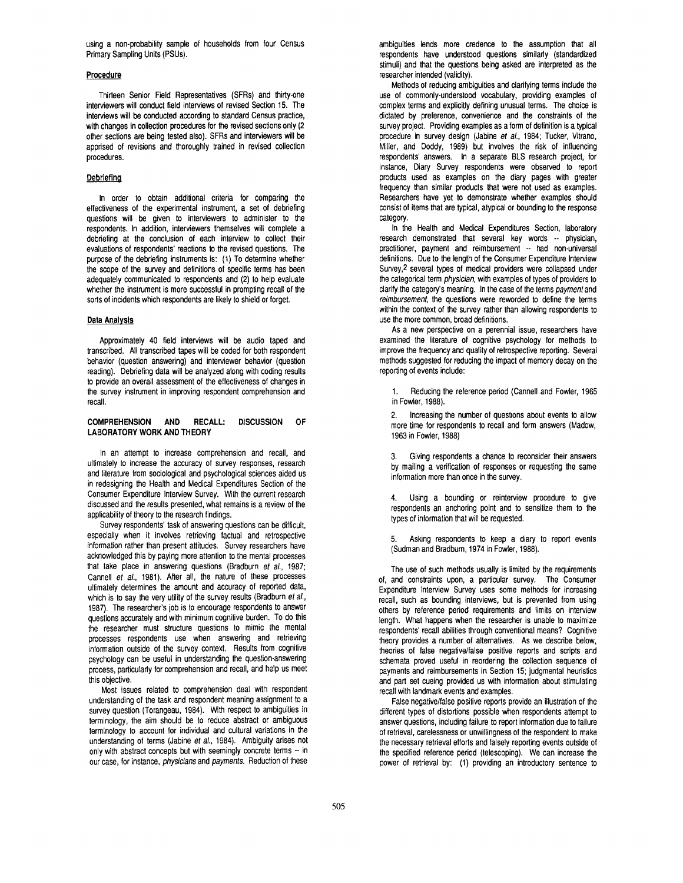using a non-probability sample of households from four Census Primary Sampling Units (PSUs).

**Procedure**

Thirteen Senior Field Representatives (SFRs) and thirty-one interviewers will conduct field interviews of revised Section 15. The interviews will be conducted according to standard Census practice, with changes in collection procedures for the revised sections only (2 other sections are being tested also). SFRs and interviewers will be apprised of revisions and thoroughly trained in revised collection procedures.

**Debriefing**

In order to obtain additional criteria for comparing the effectiveness of the experimental instrument, a set of debriefing questions will be given to interviewers to administer to the respondents. In addition, interviewers themselves will complete a debriefing at the conclusion of each interview to collect their evaluations of respondents' reactions to the revised questions. The purpose of the debriefing instruments is: (1) To determine whether the scope of the survey and definitions of specific terms has been adequately communicated to respondents and (2) to help evaluate whether the instrument is more successful in prompting recall of the sorts of incidents which respondents are likely to shield or forget.

**Data Analysis**

Approximately 40 field interviews will be audio taped and transcribed. All transcribed tapes will be coded for both respondent behavior (question answering) and interviewer behavior (question reading). Debriefing data will be analyzed along with coding results to provide an overall assessment of the effectiveness of changes in the survey instrument in improving respondent comprehension and recall.

## COMPREHENSION AND RECALL: DISCUSSION OF LABORATORY WORK AND THEORY

In an attempt to increase comprehension and recall, and ultimately to increase the accuracy of survey responses, research and literature from sociological and psychological sciences aided us in redesigning the Health and Medical Expenditures Section of the Consumer Expenditure Interview Survey. With the current research discussed and the results presented, what remains is a review of the applicability of theory to the research findings.

Survey respondents' task of answering questions can be difficult, especially when it involves retrieving factual and retrospective information rather than present attitudes. Survey researchers have acknowledged this by paying more attention to the mental processes that take place in answering questions (Bradburn *et al.*, 1987; Cannell *et al.*, 1981). After all, the nature of these processes ultimately determines the amount and accuracy of reported data, which is to say the very utility of the survey results (Bradburn *et al.*, 1987). The researcher's job is to encourage respondents to answer questions accurately and with minimum cognitive burden. To do this the researcher must structure questions to mimic the mental processes respondents use when answering and retrieving information outside of the survey context. Results from cognitive psychology can be useful in understanding the question-answering process, particularly for comprehension and recall, and help us meet this objective.

Most issues related to comprehension deal with respondent understanding of the task and respondent meaning assignment to a survey question (Torangeau, 1984). With respect to ambiguities in terminology, the aim should be to reduce abstract or ambiguous terminology to account for individual and cultural variations in the understanding of terms (Jabine *et al.*, 1984). Ambiguity arises not only with abstract concepts but with seemingly concrete terms -- in our case, for instance, *physicians* and *payments*. Reduction of these ambiguities lends more credence to the assumption that all respondents have understood questions similarly (standardized stimuli) and that the questions being asked are interpreted as the researcher intended (validity).

Methods of reducing ambiguities and clarifying terms include the use of commonly-understood vocabulary, providing examples of complex terms and explicitly defining unusual terms. The choice is dictated by preference, convenience and the constraints of the survey project. Providing examples as a form of definition is a typical procedure in survey design (Jabine *et al.*, 1984; Tucker, Vitrano, Miller, and Doddy, 1989) but involves the risk of influencing respondents' answers. In a separate BLS research project, for instance, Diary Survey respondents were observed to report products used as examples on the diary pages with greater frequency than similar products that were not used as examples. Researchers have yet to demonstrate whether examples should consist of items that are typical, atypical or bounding to the response category.

In the Health and Medical Expenditures Section, laboratory research demonstrated that several key words -- physician, practitioner, payment and reimbursement -- had non-universal definitions. Due to the length of the Consumer Expenditure Interview Survey,[2] several types of medical providers were collapsed under the categorical term *physician*, with examples of types of providers to clarify the category's meaning. In the case of the terms *payment* and *reimbursement*, the questions were reworded to define the terms within the context of the survey rather than allowing respondents to use the more common, broad definitions.

As a new perspective on a perennial issue, researchers have examined the literature of cognitive psychology for methods to improve the frequency and quality of retrospective reporting. Several methods suggested for reducing the impact of memory decay on the reporting of events include:

1. Reducing the reference period (Cannell and Fowler, 1965 in Fowler, 1988).

2. Increasing the number of questions about events to allow more time for respondents to recall and form answers (Madow, 1963 in Fowler, 1988)

3. Giving respondents a chance to reconsider their answers by mailing a verification of responses or requesting the same information more than once in the survey.

4. Using a bounding or reinterview procedure to give respondents an anchoring point and to sensitize them to the types of information that will be requested.

5. Asking respondents to keep a diary to report events (Sudman and Bradburn, 1974 in Fowler, 1988).

The use of such methods usually is limited by the requirements of, and constraints upon, a particular survey. The Consumer Expenditure Interview Survey uses some methods for increasing recall, such as bounding interviews, but is prevented from using others by reference period requirements and limits on interview length. What happens when the researcher is unable to maximize respondents' recall abilities through conventional means? Cognitive theory provides a number of alternatives. As we describe below, theories of false negative/false positive reports and scripts and schemata proved useful in reordering the collection sequence of payments and reimbursements in Section 15; judgmental heuristics and part set cueing provided us with information about stimulating recall with landmark events and examples.

False negative/false positive reports provide an illustration of the different types of distortions possible when respondents attempt to answer questions, including failure to report information due to failure of retrieval, carelessness or unwillingness of the respondent to make the necessary retrieval efforts and falsely reporting events outside of the specified reference period (telescoping). We can increase the power of retrieval by: (1) providing an introductory sentence to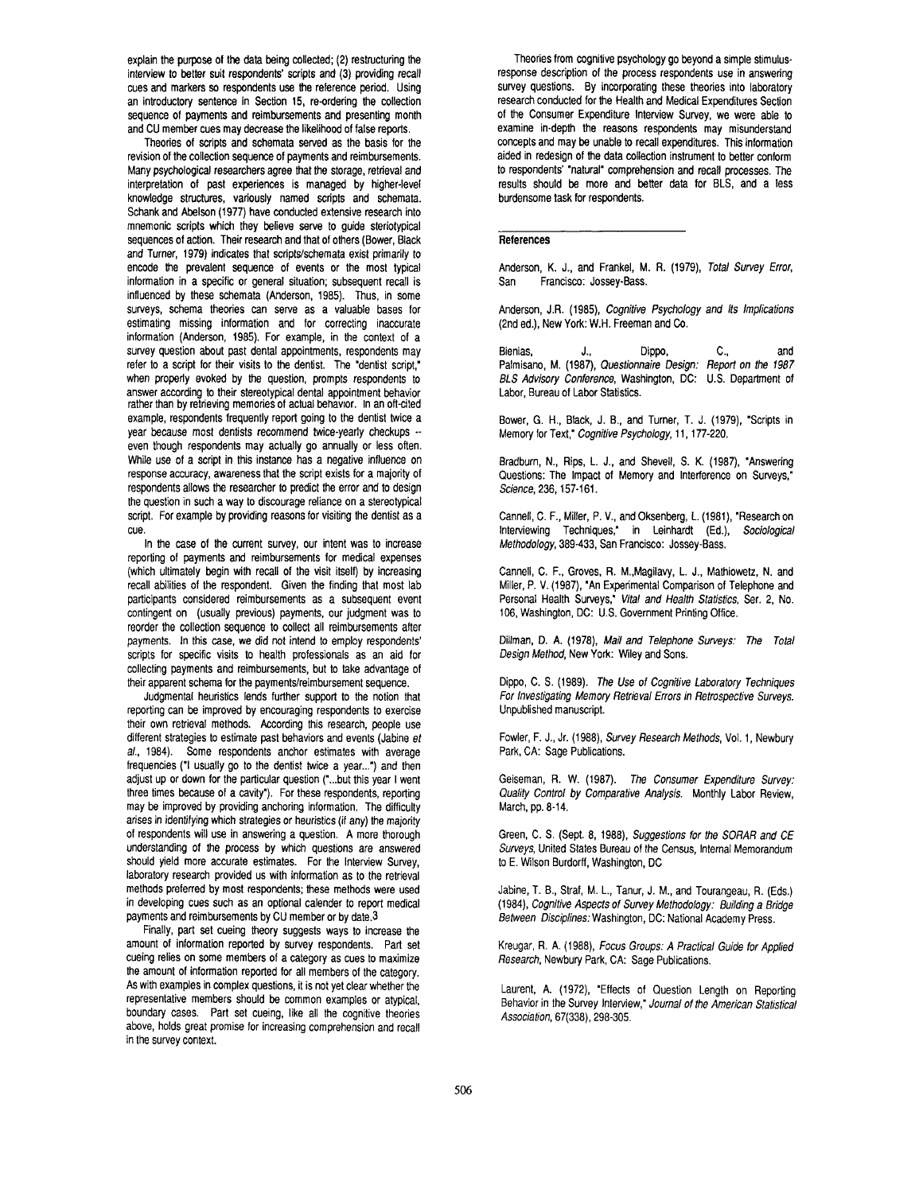explain the purpose of the data being collected; (2) restructuring the interview to better suit respondents' scripts and (3) providing recall cues and markers so respondents use the reference period. Using an introductory sentence in Section 15, re-ordering the collection sequence of payments and reimbursements and presenting month and CU member cues may decrease the likelihood of false reports.

Theories of scripts and schemata served as the basis for the revision of the collection sequence of payments and reimbursements. Many psychological researchers agree that the storage, retrieval and interpretation of past experiences is managed by higher-level knowledge structures, variously named scripts and schemata. Schank and Abelson (1977) have conducted extensive research into mnemonic scripts which they believe serve to guide steriotypical sequences of action. Their research and that of others (Bower, Black and Turner, 1979) indicates that scripts/schemata exist primarily to encode the prevalent sequence of events or the most typical information in a specific or general situation; subsequent recall is influenced by these schemata (Anderson, 1985). Thus, in some surveys, schema theories can serve as a valuable bases for estimating missing information and for correcting inaccurate information (Anderson, 1985). For example, in the context of a survey question about past dental appointments, respondents may refer to a script for their visits to the dentist. The "dentist script," when properly evoked by the question, prompts respondents to answer according to their stereotypical dental appointment behavior rather than by retrieving memories of actual behavior. In an oft-cited example, respondents frequently report going to the dentist twice a year because most dentists recommend twice-yearly checkups -- even though respondents may actually go annually or less often. While use of a script in this instance has a negative influence on response accuracy, awareness that the script exists for a majority of respondents allows the researcher to predict the error and to design the question in such a way to discourage reliance on a stereotypical script. For example by providing reasons for visiting the dentist as a cue.

In the case of the current survey, our intent was to increase reporting of payments and reimbursements for medical expenses (which ultimately begin with recall of the visit itself) by increasing recall abilities of the respondent. Given the finding that most lab participants considered reimbursements as a subsequent event contingent on (usually previous) payments, our judgment was to reorder the collection sequence to collect all reimbursements after payments. In this case, we did not intend to employ respondents' scripts for specific visits to health professionals as an aid for collecting payments and reimbursements, but to take advantage of their apparent schema for the payments/reimbursement sequence.

Judgmental heuristics lends further support to the notion that reporting can be improved by encouraging respondents to exercise their own retrieval methods. According this research, people use different strategies to estimate past behaviors and events (Jabine *et al.*, 1984). Some respondents anchor estimates with average frequencies ("I usually go to the dentist twice a year...") and then adjust up or down for the particular question ("...but this year I went three times because of a cavity"). For these respondents, reporting may be improved by providing anchoring information. The difficulty arises in identifying which strategies or heuristics (if any) the majority of respondents will use in answering a question. A more thorough understanding of the process by which questions are answered should yield more accurate estimates. For the Interview Survey, laboratory research provided us with information as to the retrieval methods preferred by most respondents; these methods were used in developing cues such as an optional calender to report medical payments and reimbursements by CU member or by date.[3]

Finally, part set cueing theory suggests ways to increase the amount of information reported by survey respondents. Part set cueing relies on some members of a category as cues to maximize the amount of information reported for all members of the category. As with examples in complex questions, it is not yet clear whether the representative members should be common examples or atypical, boundary cases. Part set cueing, like all the cognitive theories above, holds great promise for increasing comprehension and recall in the survey context.

Theories from cognitive psychology go beyond a simple stimulus-response description of the process respondents use in answering survey questions. By incorporating these theories into laboratory research conducted for the Health and Medical Expenditures Section of the Consumer Expenditure Interview Survey, we were able to examine in-depth the reasons respondents may misunderstand concepts and may be unable to recall expenditures. This information aided in redesign of the data collection instrument to better conform to respondents' "natural" comprehension and recall processes. The results should be more and better data for BLS, and a less burdensome task for respondents.

## References

Anderson, K. J., and Frankel, M. R. (1979), *Total Survey Error*, San Francisco: Jossey-Bass.

Anderson, J.R. (1985), *Cognitive Psychology and Its Implications* (2nd ed.), New York: W.H. Freeman and Co.

Bienias, J., Dippo, C., and Palmisano, M. (1987), *Questionnaire Design: Report on the 1987 BLS Advisory Conference*, Washington, DC: U.S. Department of Labor, Bureau of Labor Statistics.

Bower, G. H., Black, J. B., and Turner, T. J. (1979), "Scripts in Memory for Text," *Cognitive Psychology*, 11, 177-220.

Bradburn, N., Rips, L. J., and Shevell, S. K. (1987), "Answering Questions: The Impact of Memory and Interference on Surveys," *Science*, 236, 157-161.

Cannell, C. F., Miller, P. V., and Oksenberg, L. (1981), "Research on Interviewing Techniques," in Leinhardt (Ed.), *Sociological Methodology*, 389-433, San Francisco: Jossey-Bass.

Cannell, C. F., Groves, R. M.,Magilavy, L. J., Mathiowetz, N. and Miller, P. V. (1987), "An Experimental Comparison of Telephone and Personal Health Surveys," *Vital and Health Statistics*, Ser. 2, No. 106, Washington, DC: U.S. Government Printing Office.

Dillman, D. A. (1978), *Mail and Telephone Surveys: The Total Design Method*, New York: Wiley and Sons.

Dippo, C. S. (1989). *The Use of Cognitive Laboratory Techniques For Investigating Memory Retrieval Errors in Retrospective Surveys*. Unpublished manuscript.

Fowler, F. J., Jr. (1988), *Survey Research Methods*, Vol. 1, Newbury Park, CA: Sage Publications.

Geiseman, R. W. (1987). *The Consumer Expenditure Survey: Quality Control by Comparative Analysis.* Monthly Labor Review, March, pp. 8-14.

Green, C. S. (Sept. 8, 1988), *Suggestions for the SORAR and CE Surveys*, United States Bureau of the Census, Internal Memorandum to E. Wilson Burdorff, Washington, DC

Jabine, T. B., Straf, M. L., Tanur, J. M., and Tourangeau, R. (Eds.) (1984), *Cognitive Aspects of Survey Methodology: Building a Bridge Between Disciplines:* Washington, DC: National Academy Press.

Kreugar, R. A. (1988), *Focus Groups: A Practical Guide for Applied Research*, Newbury Park, CA: Sage Publications.

Laurent, A. (1972), "Effects of Question Length on Reporting Behavior in the Survey Interview," *Journal of the American Statistical Association*, 67(338), 298-305.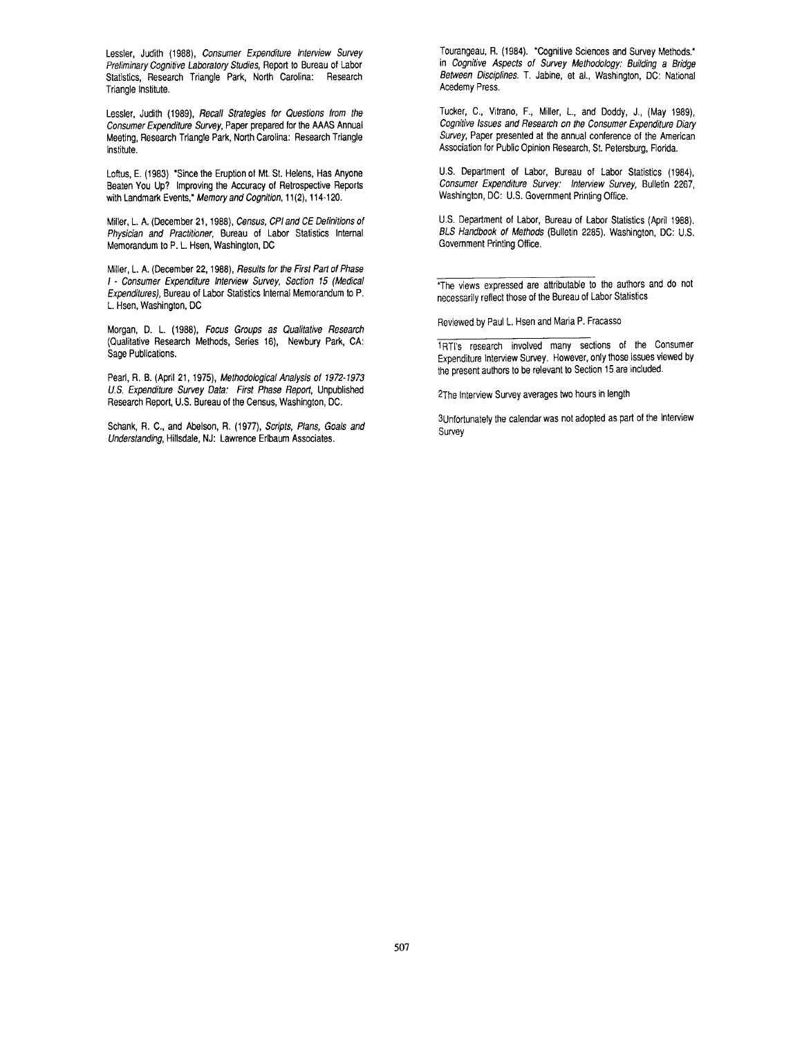Lessler, Judith (1988), *Consumer Expenditure Interview Survey Preliminary Cognitive Laboratory Studies*, Report to Bureau of Labor Statistics, Research Triangle Park, North Carolina: Research Triangle Institute.

Lessler, Judith (1989), *Recall Strategies for Questions from the Consumer Expenditure Survey*, Paper prepared for the AAAS Annual Meeting, Research Triangle Park, North Carolina: Research Triangle institute.

Loftus, E. (1983) "Since the Eruption of Mt. St. Helens, Has Anyone Beaten You Up? Improving the Accuracy of Retrospective Reports with Landmark Events," *Memory and Cognition*, 11(2), 114-120.

Miller, L. A. (December 21, 1988), *Census, CPI and CE Definitions of Physician and Practitioner*, Bureau of Labor Statistics Internal Memorandum to P. L. Hsen, Washington, DC

Miller, L. A. (December 22, 1988), *Results for the First Part of Phase I - Consumer Expenditure Interview Survey, Section 15 (Medical Expenditures)*, Bureau of Labor Statistics Internal Memorandum to P. L. Hsen, Washington, DC

Morgan, D. L. (1988), *Focus Groups as Qualitative Research* (Qualitative Research Methods, Series 16), Newbury Park, CA: Sage Publications.

Pearl, R. B. (April 21, 1975), *Methodological Analysis of 1972-1973 U.S. Expenditure Survey Data: First Phase Report*, Unpublished Research Report, U.S. Bureau of the Census, Washington, DC.

Schank, R. C., and Abelson, R. (1977), *Scripts, Plans, Goals and Understanding*, Hillsdale, NJ: Lawrence Erlbaum Associates.

Tourangeau, R. (1984). "Cognitive Sciences and Survey Methods." in *Cognitive Aspects of Survey Methodology: Building a Bridge Between Disciplines*. T. Jabine, et al., Washington, DC: National Acedemy Press.

Tucker, C., Vitrano, F., Miller, L., and Doddy, J., (May 1989), *Cognitive Issues and Research on the Consumer Expenditure Diary Survey*, Paper presented at the annual conference of the American Association for Public Opinion Research, St. Petersburg, Florida.

U.S. Department of Labor, Bureau of Labor Statistics (1984), *Consumer Expenditure Survey: Interview Survey*, Bulletin 2267, Washington, DC: U.S. Government Printing Office.

U.S. Department of Labor, Bureau of Labor Statistics (April 1988). *BLS Handbook of Methods* (Bulletin 2285). Washington, DC: U.S. Government Printing Office.

---

*The views expressed are attributable to the authors and do not necessarily reflect those of the Bureau of Labor Statistics

Reviewed by Paul L. Hsen and Maria P. Fracasso

---

[1] RTI's research involved many sections of the Consumer Expenditure Interview Survey. However, only those issues viewed by the present authors to be relevant to Section 15 are included.

[2] The Interview Survey averages two hours in length

[3] Unfortunately the calendar was not adopted as part of the Interview Survey